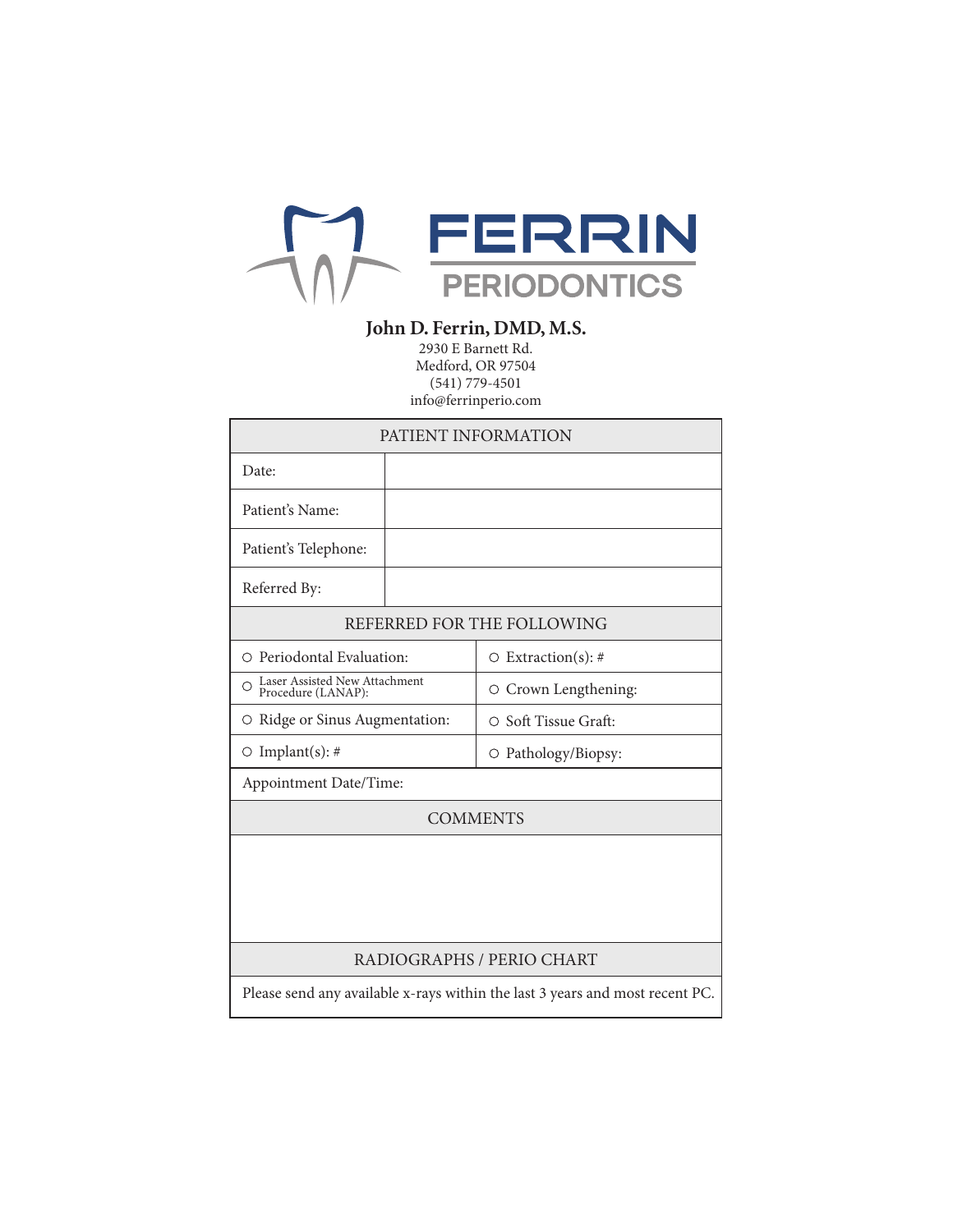# FERRIN PERIODONTICS

**John D. Ferrin, DMD, M.S.**

2930 E Barnett Rd.
Medford, OR 97504
(541) 779-4501
info@ferrinperio.com

| PATIENT INFORMATION | |
| --- | --- |
| Date: | |
| Patient's Name: | |
| Patient's Telephone: | |
| Referred By: | |

| REFERRED FOR THE FOLLOWING | |
| --- | --- |
| ○ Periodontal Evaluation: | ○ Extraction(s): # |
| ○ Laser Assisted New Attachment Procedure (LANAP): | ○ Crown Lengthening: |
| ○ Ridge or Sinus Augmentation: | ○ Soft Tissue Graft: |
| ○ Implant(s): # | ○ Pathology/Biopsy: |
| Appointment Date/Time: | |

| COMMENTS |
| --- |
| |

| RADIOGRAPHS / PERIO CHART |
| --- |
| Please send any available x-rays within the last 3 years and most recent PC. |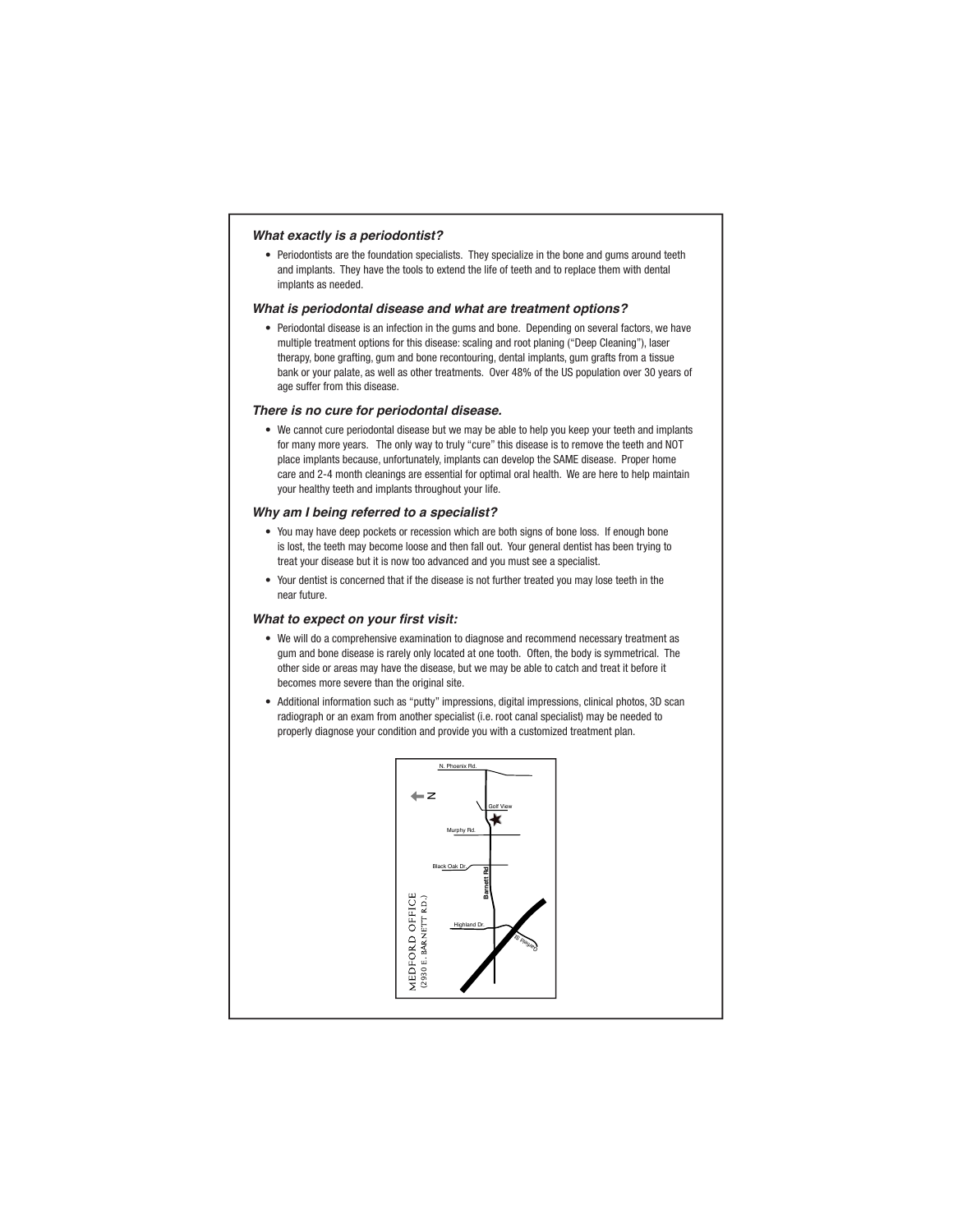### *What exactly is a periodontist?*

- Periodontists are the foundation specialists. They specialize in the bone and gums around teeth and implants. They have the tools to extend the life of teeth and to replace them with dental implants as needed.

### *What is periodontal disease and what are treatment options?*

- Periodontal disease is an infection in the gums and bone. Depending on several factors, we have multiple treatment options for this disease: scaling and root planing ("Deep Cleaning"), laser therapy, bone grafting, gum and bone recontouring, dental implants, gum grafts from a tissue bank or your palate, as well as other treatments. Over 48% of the US population over 30 years of age suffer from this disease.

### *There is no cure for periodontal disease.*

- We cannot cure periodontal disease but we may be able to help you keep your teeth and implants for many more years. The only way to truly "cure" this disease is to remove the teeth and NOT place implants because, unfortunately, implants can develop the SAME disease. Proper home care and 2-4 month cleanings are essential for optimal oral health. We are here to help maintain your healthy teeth and implants throughout your life.

### *Why am I being referred to a specialist?*

- You may have deep pockets or recession which are both signs of bone loss. If enough bone is lost, the teeth may become loose and then fall out. Your general dentist has been trying to treat your disease but it is now too advanced and you must see a specialist.
- Your dentist is concerned that if the disease is not further treated you may lose teeth in the near future.

### *What to expect on your first visit:*

- We will do a comprehensive examination to diagnose and recommend necessary treatment as gum and bone disease is rarely only located at one tooth. Often, the body is symmetrical. The other side or areas may have the disease, but we may be able to catch and treat it before it becomes more severe than the original site.
- Additional information such as "putty" impressions, digital impressions, clinical photos, 3D scan radiograph or an exam from another specialist (i.e. root canal specialist) may be needed to properly diagnose your condition and provide you with a customized treatment plan.

N. Phoenix Rd.

N

Golf View

Murphy Rd.

Black Oak Dr.

Barnett Rd

Highland Dr.

Garfield St

MEDFORD OFFICE
(2930 E. BARNETT RD.)